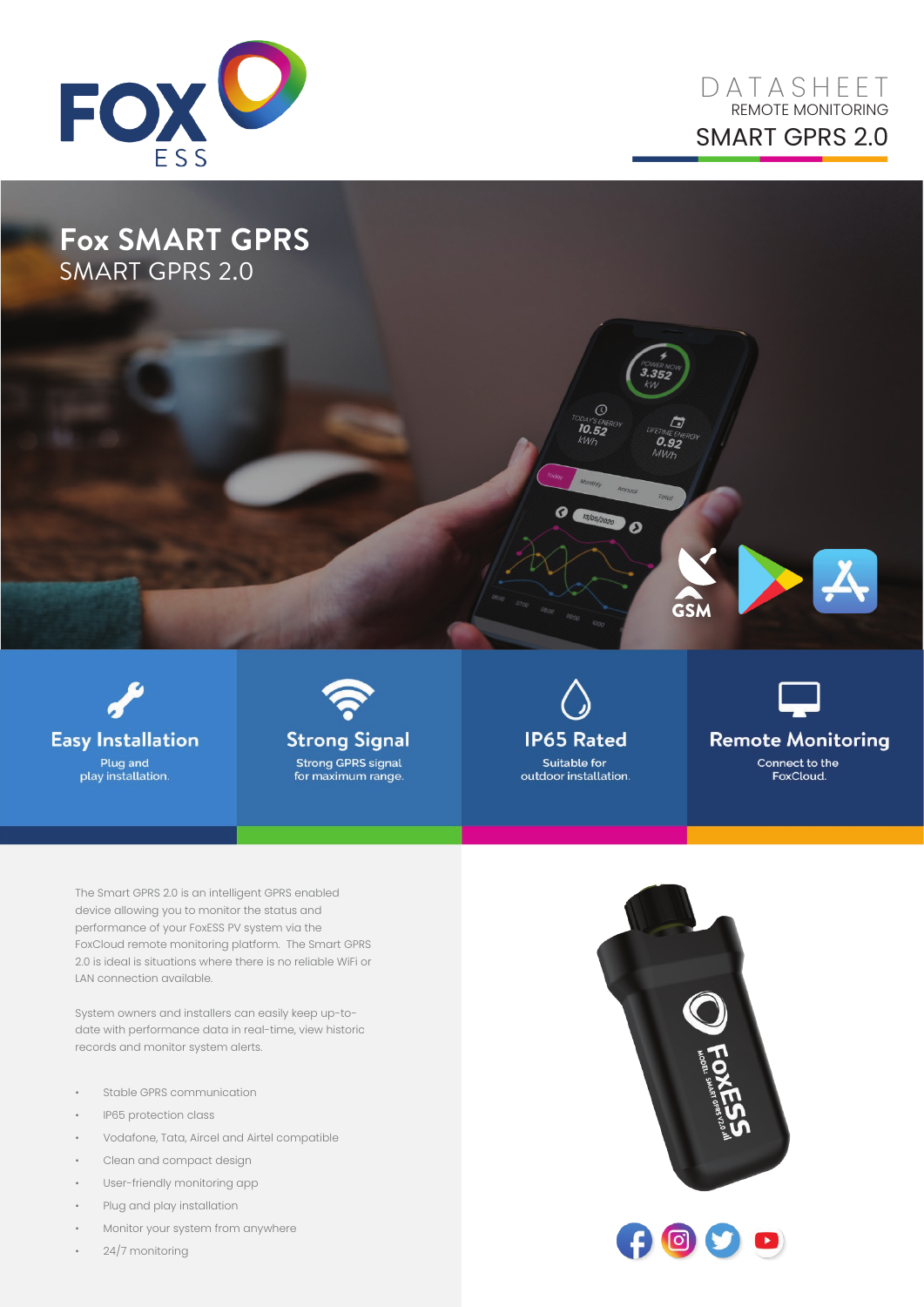DATASHEET
REMOTE MONITORING
# SMART GPRS 2.0

## Fox SMART GPRS
SMART GPRS 2.0

### Easy Installation
Plug and play installation.

### Strong Signal
Strong GPRS signal for maximum range.

### IP65 Rated
Suitable for outdoor installation.

### Remote Monitoring
Connect to the FoxCloud.

The Smart GPRS 2.0 is an intelligent GPRS enabled device allowing you to monitor the status and performance of your FoxESS PV system via the FoxCloud remote monitoring platform. The Smart GPRS 2.0 is ideal is situations where there is no reliable WiFi or LAN connection available.

System owners and installers can easily keep up-to-date with performance data in real-time, view historic records and monitor system alerts.

- Stable GPRS communication
- IP65 protection class
- Vodafone, Tata, Aircel and Airtel compatible
- Clean and compact design
- User-friendly monitoring app
- Plug and play installation
- Monitor your system from anywhere
- 24/7 monitoring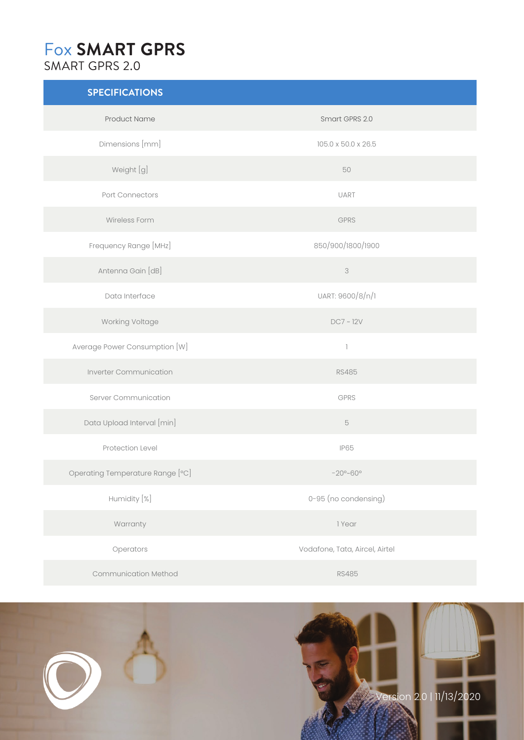# Fox **SMART GPRS**

SMART GPRS 2.0

| SPECIFICATIONS | |
|---|---|
| Product Name | Smart GPRS 2.0 |
| Dimensions [mm] | 105.0 x 50.0 x 26.5 |
| Weight [g] | 50 |
| Port Connectors | UART |
| Wireless Form | GPRS |
| Frequency Range [MHz] | 850/900/1800/1900 |
| Antenna Gain [dB] | 3 |
| Data Interface | UART: 9600/8/n/1 |
| Working Voltage | DC7 ~ 12V |
| Average Power Consumption [W] | 1 |
| Inverter Communication | RS485 |
| Server Communication | GPRS |
| Data Upload Interval [min] | 5 |
| Protection Level | IP65 |
| Operating Temperature Range [ºC] | -20º~60º |
| Humidity [%] | 0-95 (no condensing) |
| Warranty | 1 Year |
| Operators | Vodafone, Tata, Aircel, Airtel |
| Communication Method | RS485 |

Version 2.0 | 11/13/2020